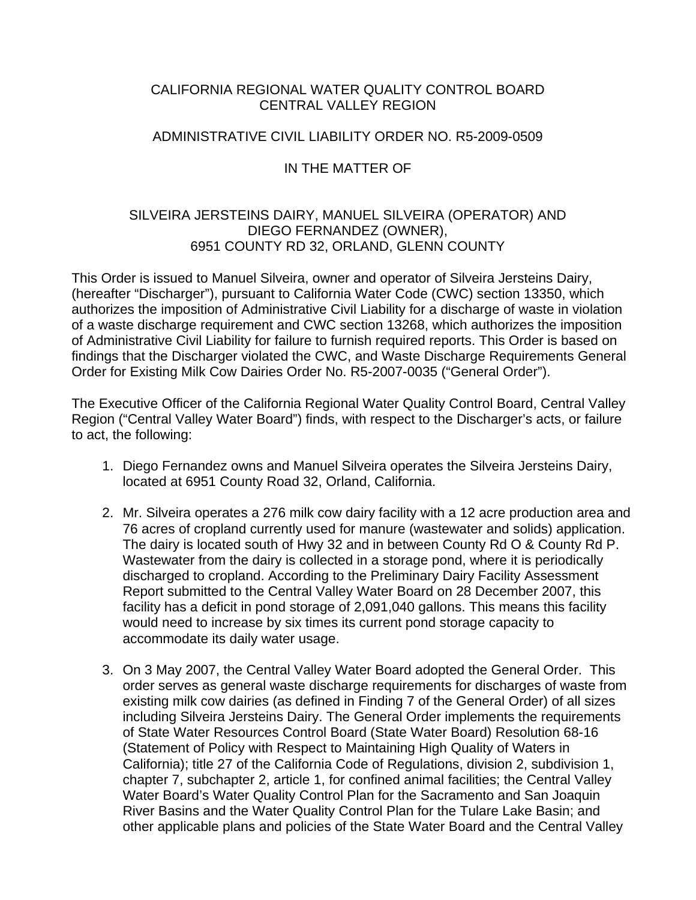CALIFORNIA REGIONAL WATER QUALITY CONTROL BOARD
CENTRAL VALLEY REGION

ADMINISTRATIVE CIVIL LIABILITY ORDER NO. R5-2009-0509

IN THE MATTER OF

SILVEIRA JERSTEINS DAIRY, MANUEL SILVEIRA (OPERATOR) AND
DIEGO FERNANDEZ (OWNER),
6951 COUNTY RD 32, ORLAND, GLENN COUNTY

This Order is issued to Manuel Silveira, owner and operator of Silveira Jersteins Dairy, (hereafter "Discharger"), pursuant to California Water Code (CWC) section 13350, which authorizes the imposition of Administrative Civil Liability for a discharge of waste in violation of a waste discharge requirement and CWC section 13268, which authorizes the imposition of Administrative Civil Liability for failure to furnish required reports. This Order is based on findings that the Discharger violated the CWC, and Waste Discharge Requirements General Order for Existing Milk Cow Dairies Order No. R5-2007-0035 ("General Order").

The Executive Officer of the California Regional Water Quality Control Board, Central Valley Region ("Central Valley Water Board") finds, with respect to the Discharger's acts, or failure to act, the following:

1. Diego Fernandez owns and Manuel Silveira operates the Silveira Jersteins Dairy, located at 6951 County Road 32, Orland, California.

2. Mr. Silveira operates a 276 milk cow dairy facility with a 12 acre production area and 76 acres of cropland currently used for manure (wastewater and solids) application. The dairy is located south of Hwy 32 and in between County Rd O & County Rd P. Wastewater from the dairy is collected in a storage pond, where it is periodically discharged to cropland. According to the Preliminary Dairy Facility Assessment Report submitted to the Central Valley Water Board on 28 December 2007, this facility has a deficit in pond storage of 2,091,040 gallons. This means this facility would need to increase by six times its current pond storage capacity to accommodate its daily water usage.

3. On 3 May 2007, the Central Valley Water Board adopted the General Order. This order serves as general waste discharge requirements for discharges of waste from existing milk cow dairies (as defined in Finding 7 of the General Order) of all sizes including Silveira Jersteins Dairy. The General Order implements the requirements of State Water Resources Control Board (State Water Board) Resolution 68-16 (Statement of Policy with Respect to Maintaining High Quality of Waters in California); title 27 of the California Code of Regulations, division 2, subdivision 1, chapter 7, subchapter 2, article 1, for confined animal facilities; the Central Valley Water Board's Water Quality Control Plan for the Sacramento and San Joaquin River Basins and the Water Quality Control Plan for the Tulare Lake Basin; and other applicable plans and policies of the State Water Board and the Central Valley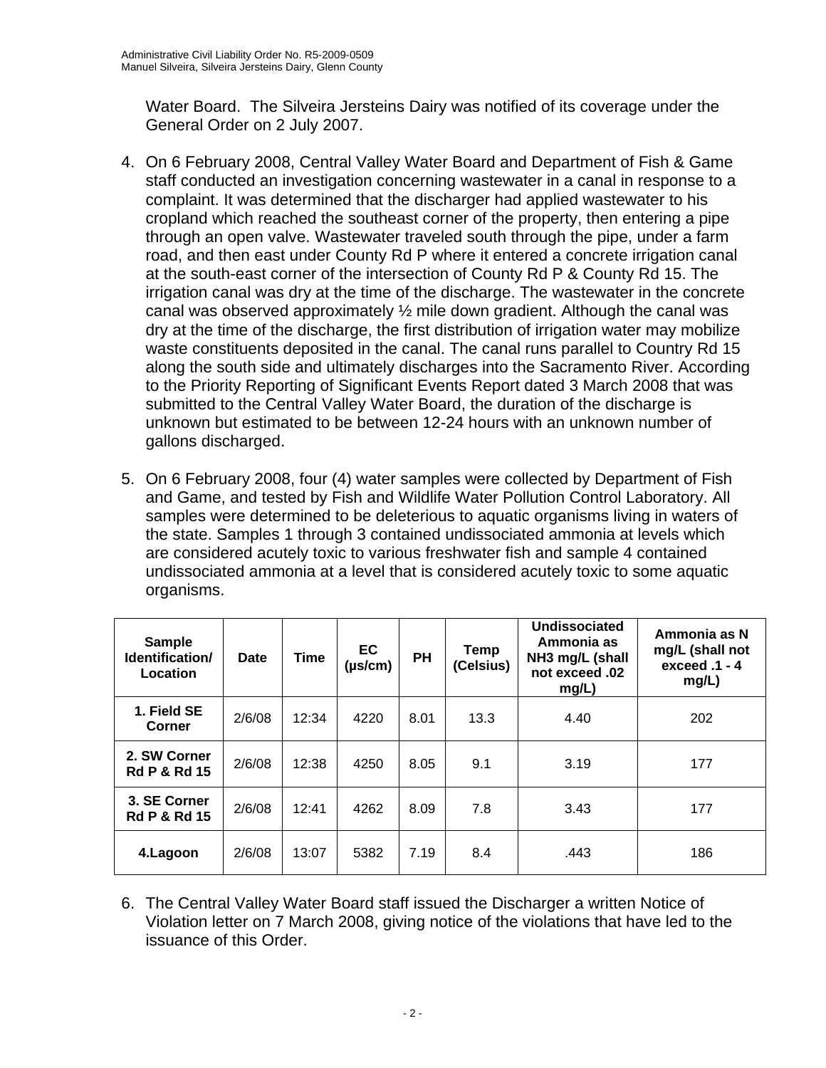Water Board. The Silveira Jersteins Dairy was notified of its coverage under the General Order on 2 July 2007.

4. On 6 February 2008, Central Valley Water Board and Department of Fish & Game staff conducted an investigation concerning wastewater in a canal in response to a complaint. It was determined that the discharger had applied wastewater to his cropland which reached the southeast corner of the property, then entering a pipe through an open valve. Wastewater traveled south through the pipe, under a farm road, and then east under County Rd P where it entered a concrete irrigation canal at the south-east corner of the intersection of County Rd P & County Rd 15. The irrigation canal was dry at the time of the discharge. The wastewater in the concrete canal was observed approximately ½ mile down gradient. Although the canal was dry at the time of the discharge, the first distribution of irrigation water may mobilize waste constituents deposited in the canal. The canal runs parallel to Country Rd 15 along the south side and ultimately discharges into the Sacramento River. According to the Priority Reporting of Significant Events Report dated 3 March 2008 that was submitted to the Central Valley Water Board, the duration of the discharge is unknown but estimated to be between 12-24 hours with an unknown number of gallons discharged.

5. On 6 February 2008, four (4) water samples were collected by Department of Fish and Game, and tested by Fish and Wildlife Water Pollution Control Laboratory. All samples were determined to be deleterious to aquatic organisms living in waters of the state. Samples 1 through 3 contained undissociated ammonia at levels which are considered acutely toxic to various freshwater fish and sample 4 contained undissociated ammonia at a level that is considered acutely toxic to some aquatic organisms.

| Sample Identification/ Location | Date | Time | EC (µs/cm) | PH | Temp (Celsius) | Undissociated Ammonia as NH3 mg/L (shall not exceed .02 mg/L) | Ammonia as N mg/L (shall not exceed .1 - 4 mg/L) |
|---|---|---|---|---|---|---|---|
| **1. Field SE Corner** | 2/6/08 | 12:34 | 4220 | 8.01 | 13.3 | 4.40 | 202 |
| **2. SW Corner Rd P & Rd 15** | 2/6/08 | 12:38 | 4250 | 8.05 | 9.1 | 3.19 | 177 |
| **3. SE Corner Rd P & Rd 15** | 2/6/08 | 12:41 | 4262 | 8.09 | 7.8 | 3.43 | 177 |
| **4.Lagoon** | 2/6/08 | 13:07 | 5382 | 7.19 | 8.4 | .443 | 186 |

6. The Central Valley Water Board staff issued the Discharger a written Notice of Violation letter on 7 March 2008, giving notice of the violations that have led to the issuance of this Order.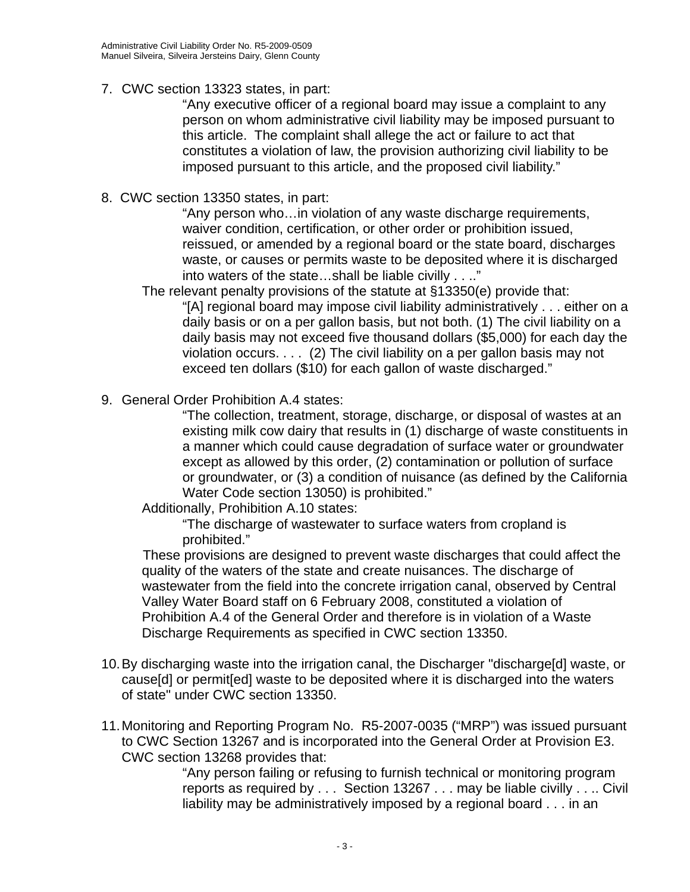7. CWC section 13323 states, in part:

   > "Any executive officer of a regional board may issue a complaint to any person on whom administrative civil liability may be imposed pursuant to this article. The complaint shall allege the act or failure to act that constitutes a violation of law, the provision authorizing civil liability to be imposed pursuant to this article, and the proposed civil liability."

8. CWC section 13350 states, in part:

   > "Any person who…in violation of any waste discharge requirements, waiver condition, certification, or other order or prohibition issued, reissued, or amended by a regional board or the state board, discharges waste, or causes or permits waste to be deposited where it is discharged into waters of the state…shall be liable civilly . . .."

   The relevant penalty provisions of the statute at §13350(e) provide that:

   > "[A] regional board may impose civil liability administratively . . . either on a daily basis or on a per gallon basis, but not both. (1) The civil liability on a daily basis may not exceed five thousand dollars ($5,000) for each day the violation occurs. . . . (2) The civil liability on a per gallon basis may not exceed ten dollars ($10) for each gallon of waste discharged."

9. General Order Prohibition A.4 states:

   > "The collection, treatment, storage, discharge, or disposal of wastes at an existing milk cow dairy that results in (1) discharge of waste constituents in a manner which could cause degradation of surface water or groundwater except as allowed by this order, (2) contamination or pollution of surface or groundwater, or (3) a condition of nuisance (as defined by the California Water Code section 13050) is prohibited."

   Additionally, Prohibition A.10 states:

   > "The discharge of wastewater to surface waters from cropland is prohibited."

   These provisions are designed to prevent waste discharges that could affect the quality of the waters of the state and create nuisances. The discharge of wastewater from the field into the concrete irrigation canal, observed by Central Valley Water Board staff on 6 February 2008, constituted a violation of Prohibition A.4 of the General Order and therefore is in violation of a Waste Discharge Requirements as specified in CWC section 13350.

10. By discharging waste into the irrigation canal, the Discharger "discharge[d] waste, or cause[d] or permit[ed] waste to be deposited where it is discharged into the waters of state" under CWC section 13350.

11. Monitoring and Reporting Program No. R5-2007-0035 ("MRP") was issued pursuant to CWC Section 13267 and is incorporated into the General Order at Provision E3. CWC section 13268 provides that:

    > "Any person failing or refusing to furnish technical or monitoring program reports as required by . . . Section 13267 . . . may be liable civilly . . .. Civil liability may be administratively imposed by a regional board . . . in an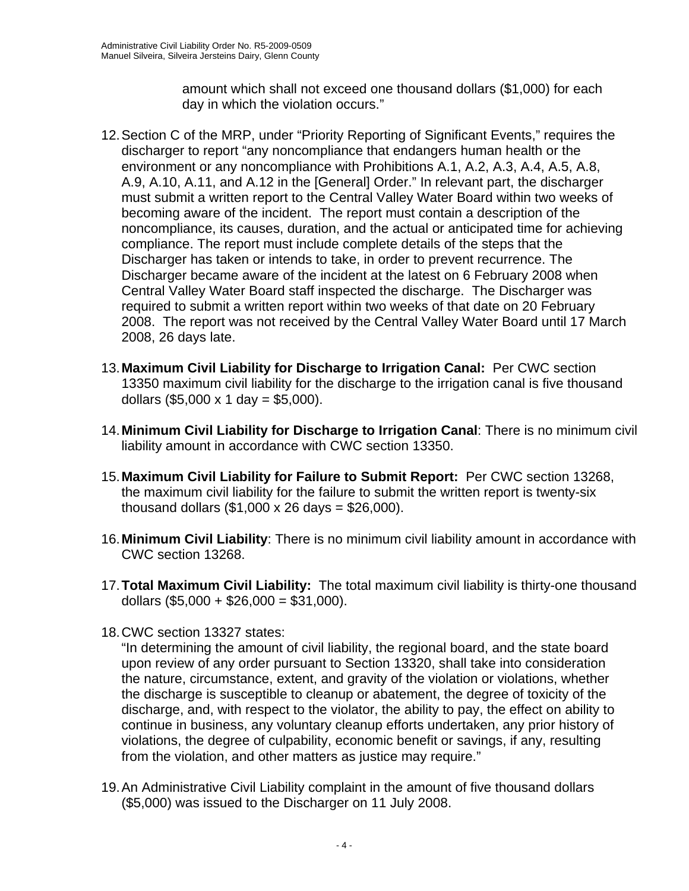amount which shall not exceed one thousand dollars ($1,000) for each day in which the violation occurs."

12. Section C of the MRP, under "Priority Reporting of Significant Events," requires the discharger to report "any noncompliance that endangers human health or the environment or any noncompliance with Prohibitions A.1, A.2, A.3, A.4, A.5, A.8, A.9, A.10, A.11, and A.12 in the [General] Order." In relevant part, the discharger must submit a written report to the Central Valley Water Board within two weeks of becoming aware of the incident. The report must contain a description of the noncompliance, its causes, duration, and the actual or anticipated time for achieving compliance. The report must include complete details of the steps that the Discharger has taken or intends to take, in order to prevent recurrence. The Discharger became aware of the incident at the latest on 6 February 2008 when Central Valley Water Board staff inspected the discharge. The Discharger was required to submit a written report within two weeks of that date on 20 February 2008. The report was not received by the Central Valley Water Board until 17 March 2008, 26 days late.

13. **Maximum Civil Liability for Discharge to Irrigation Canal:** Per CWC section 13350 maximum civil liability for the discharge to the irrigation canal is five thousand dollars ($5,000 x 1 day = $5,000).

14. **Minimum Civil Liability for Discharge to Irrigation Canal**: There is no minimum civil liability amount in accordance with CWC section 13350.

15. **Maximum Civil Liability for Failure to Submit Report:** Per CWC section 13268, the maximum civil liability for the failure to submit the written report is twenty-six thousand dollars ($1,000 x 26 days = $26,000).

16. **Minimum Civil Liability**: There is no minimum civil liability amount in accordance with CWC section 13268.

17. **Total Maximum Civil Liability:** The total maximum civil liability is thirty-one thousand dollars ($5,000 + $26,000 = $31,000).

18. CWC section 13327 states:
"In determining the amount of civil liability, the regional board, and the state board upon review of any order pursuant to Section 13320, shall take into consideration the nature, circumstance, extent, and gravity of the violation or violations, whether the discharge is susceptible to cleanup or abatement, the degree of toxicity of the discharge, and, with respect to the violator, the ability to pay, the effect on ability to continue in business, any voluntary cleanup efforts undertaken, any prior history of violations, the degree of culpability, economic benefit or savings, if any, resulting from the violation, and other matters as justice may require."

19. An Administrative Civil Liability complaint in the amount of five thousand dollars ($5,000) was issued to the Discharger on 11 July 2008.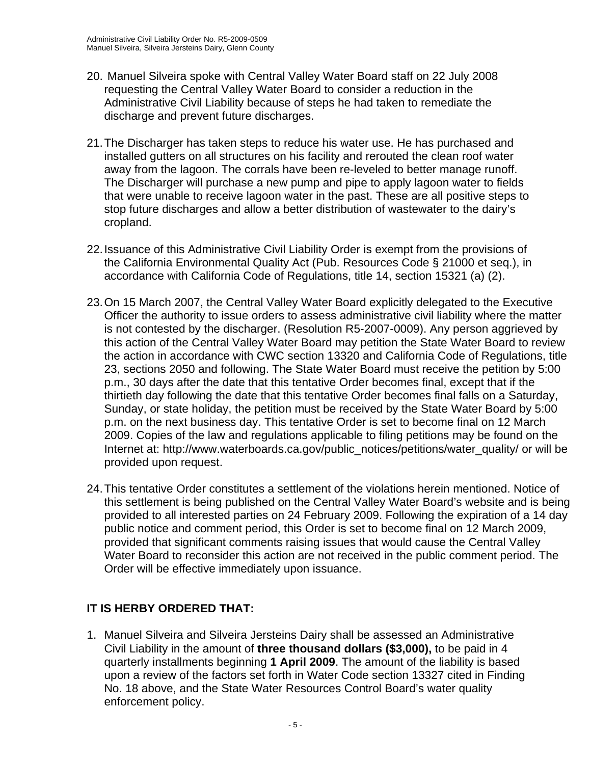20. Manuel Silveira spoke with Central Valley Water Board staff on 22 July 2008 requesting the Central Valley Water Board to consider a reduction in the Administrative Civil Liability because of steps he had taken to remediate the discharge and prevent future discharges.

21. The Discharger has taken steps to reduce his water use. He has purchased and installed gutters on all structures on his facility and rerouted the clean roof water away from the lagoon. The corrals have been re-leveled to better manage runoff. The Discharger will purchase a new pump and pipe to apply lagoon water to fields that were unable to receive lagoon water in the past. These are all positive steps to stop future discharges and allow a better distribution of wastewater to the dairy's cropland.

22. Issuance of this Administrative Civil Liability Order is exempt from the provisions of the California Environmental Quality Act (Pub. Resources Code § 21000 et seq.), in accordance with California Code of Regulations, title 14, section 15321 (a) (2).

23. On 15 March 2007, the Central Valley Water Board explicitly delegated to the Executive Officer the authority to issue orders to assess administrative civil liability where the matter is not contested by the discharger. (Resolution R5-2007-0009). Any person aggrieved by this action of the Central Valley Water Board may petition the State Water Board to review the action in accordance with CWC section 13320 and California Code of Regulations, title 23, sections 2050 and following. The State Water Board must receive the petition by 5:00 p.m., 30 days after the date that this tentative Order becomes final, except that if the thirtieth day following the date that this tentative Order becomes final falls on a Saturday, Sunday, or state holiday, the petition must be received by the State Water Board by 5:00 p.m. on the next business day. This tentative Order is set to become final on 12 March 2009. Copies of the law and regulations applicable to filing petitions may be found on the Internet at: http://www.waterboards.ca.gov/public_notices/petitions/water_quality/ or will be provided upon request.

24. This tentative Order constitutes a settlement of the violations herein mentioned. Notice of this settlement is being published on the Central Valley Water Board's website and is being provided to all interested parties on 24 February 2009. Following the expiration of a 14 day public notice and comment period, this Order is set to become final on 12 March 2009, provided that significant comments raising issues that would cause the Central Valley Water Board to reconsider this action are not received in the public comment period. The Order will be effective immediately upon issuance.

## IT IS HERBY ORDERED THAT:

1. Manuel Silveira and Silveira Jersteins Dairy shall be assessed an Administrative Civil Liability in the amount of **three thousand dollars ($3,000),** to be paid in 4 quarterly installments beginning **1 April 2009**. The amount of the liability is based upon a review of the factors set forth in Water Code section 13327 cited in Finding No. 18 above, and the State Water Resources Control Board's water quality enforcement policy.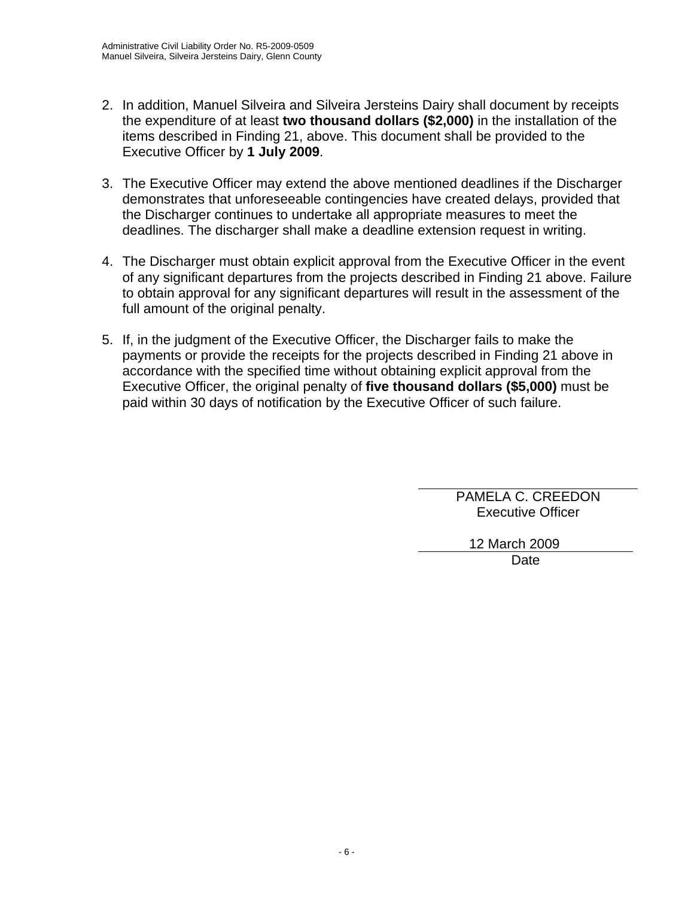2. In addition, Manuel Silveira and Silveira Jersteins Dairy shall document by receipts the expenditure of at least **two thousand dollars ($2,000)** in the installation of the items described in Finding 21, above. This document shall be provided to the Executive Officer by **1 July 2009**.

3. The Executive Officer may extend the above mentioned deadlines if the Discharger demonstrates that unforeseeable contingencies have created delays, provided that the Discharger continues to undertake all appropriate measures to meet the deadlines. The discharger shall make a deadline extension request in writing.

4. The Discharger must obtain explicit approval from the Executive Officer in the event of any significant departures from the projects described in Finding 21 above. Failure to obtain approval for any significant departures will result in the assessment of the full amount of the original penalty.

5. If, in the judgment of the Executive Officer, the Discharger fails to make the payments or provide the receipts for the projects described in Finding 21 above in accordance with the specified time without obtaining explicit approval from the Executive Officer, the original penalty of **five thousand dollars ($5,000)** must be paid within 30 days of notification by the Executive Officer of such failure.

PAMELA C. CREEDON
Executive Officer

12 March 2009
Date